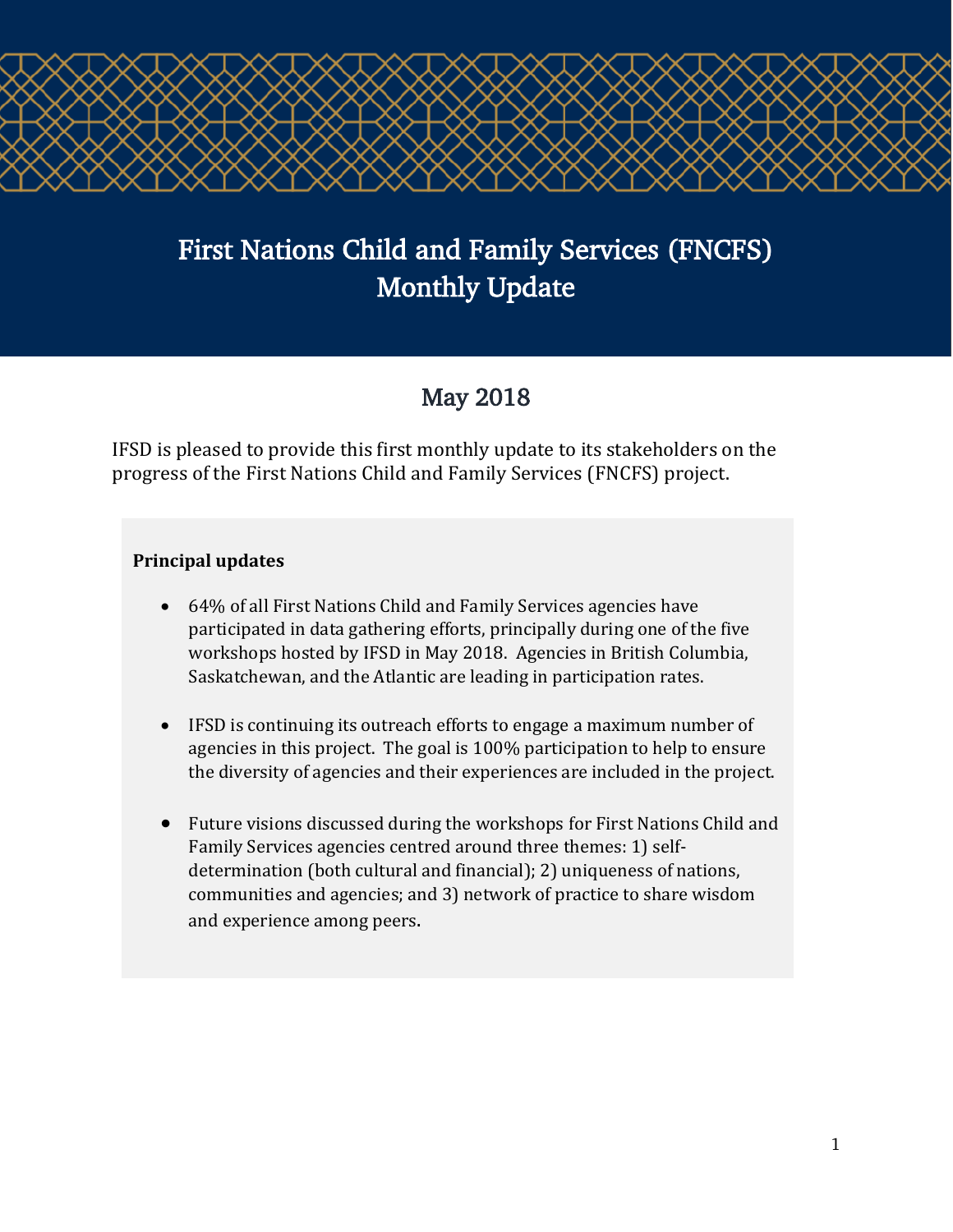# First Nations Child and Family Services (FNCFS) Monthly Update

## May 2018

IFSD is pleased to provide this first monthly update to its stakeholders on the progress of the First Nations Child and Family Services (FNCFS) project.

**Principal updates**

- 64% of all First Nations Child and Family Services agencies have participated in data gathering efforts, principally during one of the five workshops hosted by IFSD in May 2018. Agencies in British Columbia, Saskatchewan, and the Atlantic are leading in participation rates.
- IFSD is continuing its outreach efforts to engage a maximum number of agencies in this project. The goal is 100% participation to help to ensure the diversity of agencies and their experiences are included in the project.
- Future visions discussed during the workshops for First Nations Child and Family Services agencies centred around three themes: 1) self-determination (both cultural and financial); 2) uniqueness of nations, communities and agencies; and 3) network of practice to share wisdom and experience among peers.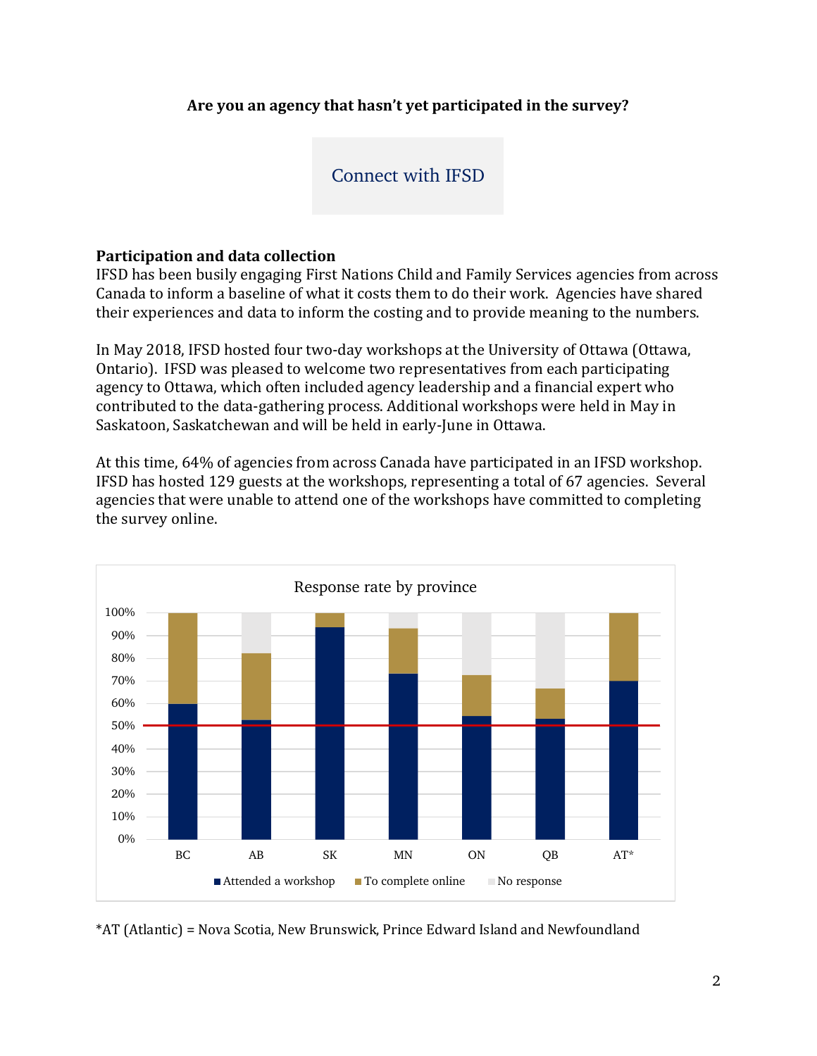**Are you an agency that hasn't yet participated in the survey?**

Connect with IFSD

**Participation and data collection**

IFSD has been busily engaging First Nations Child and Family Services agencies from across Canada to inform a baseline of what it costs them to do their work. Agencies have shared their experiences and data to inform the costing and to provide meaning to the numbers.

In May 2018, IFSD hosted four two-day workshops at the University of Ottawa (Ottawa, Ontario). IFSD was pleased to welcome two representatives from each participating agency to Ottawa, which often included agency leadership and a financial expert who contributed to the data-gathering process. Additional workshops were held in May in Saskatoon, Saskatchewan and will be held in early-June in Ottawa.

At this time, 64% of agencies from across Canada have participated in an IFSD workshop. IFSD has hosted 129 guests at the workshops, representing a total of 67 agencies. Several agencies that were unable to attend one of the workshops have committed to completing the survey online.

Response rate by province

| Province | Attended a workshop | To complete online | No response |
|---|---|---|---|
| BC | 60% | 40% | 0% |
| AB | 53% | 29% | 18% |
| SK | 94% | 6% | 0% |
| MN | 73% | 20% | 7% |
| ON | 55% | 18% | 27% |
| QB | 53% | 14% | 33% |
| AT* | 70% | 30% | 0% |

*AT (Atlantic) = Nova Scotia, New Brunswick, Prince Edward Island and Newfoundland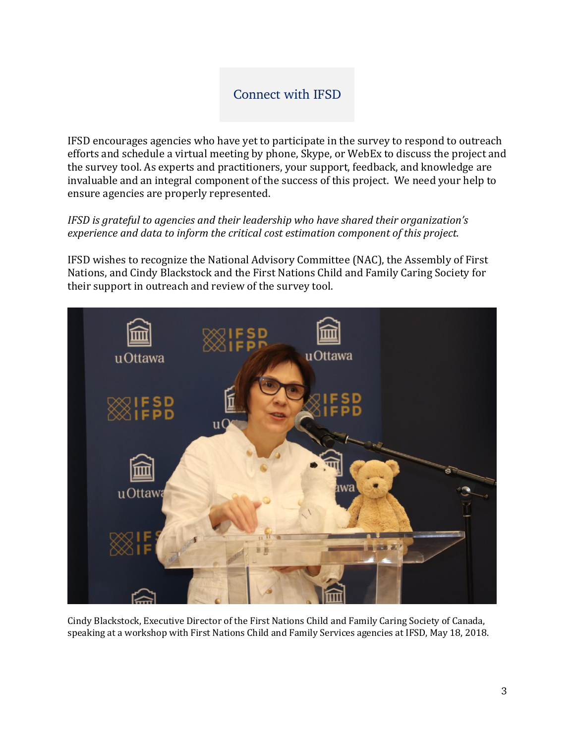## Connect with IFSD

IFSD encourages agencies who have yet to participate in the survey to respond to outreach efforts and schedule a virtual meeting by phone, Skype, or WebEx to discuss the project and the survey tool. As experts and practitioners, your support, feedback, and knowledge are invaluable and an integral component of the success of this project. We need your help to ensure agencies are properly represented.

*IFSD is grateful to agencies and their leadership who have shared their organization's experience and data to inform the critical cost estimation component of this project.*

IFSD wishes to recognize the National Advisory Committee (NAC), the Assembly of First Nations, and Cindy Blackstock and the First Nations Child and Family Caring Society for their support in outreach and review of the survey tool.

Cindy Blackstock, Executive Director of the First Nations Child and Family Caring Society of Canada, speaking at a workshop with First Nations Child and Family Services agencies at IFSD, May 18, 2018.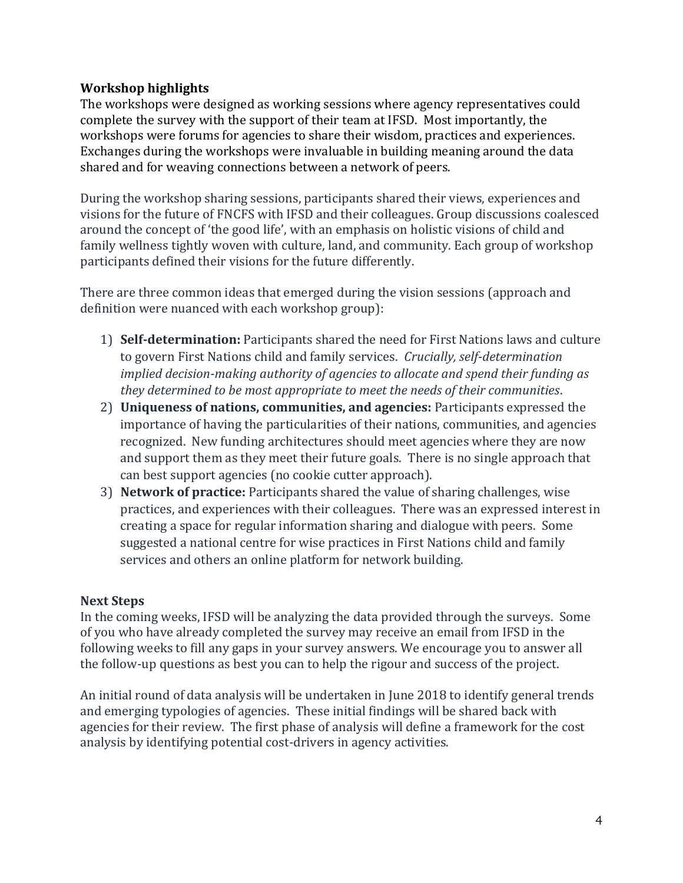**Workshop highlights**

The workshops were designed as working sessions where agency representatives could complete the survey with the support of their team at IFSD. Most importantly, the workshops were forums for agencies to share their wisdom, practices and experiences. Exchanges during the workshops were invaluable in building meaning around the data shared and for weaving connections between a network of peers.

During the workshop sharing sessions, participants shared their views, experiences and visions for the future of FNCFS with IFSD and their colleagues. Group discussions coalesced around the concept of 'the good life', with an emphasis on holistic visions of child and family wellness tightly woven with culture, land, and community. Each group of workshop participants defined their visions for the future differently.

There are three common ideas that emerged during the vision sessions (approach and definition were nuanced with each workshop group):

1) **Self-determination:** Participants shared the need for First Nations laws and culture to govern First Nations child and family services. *Crucially, self-determination implied decision-making authority of agencies to allocate and spend their funding as they determined to be most appropriate to meet the needs of their communities*.
2) **Uniqueness of nations, communities, and agencies:** Participants expressed the importance of having the particularities of their nations, communities, and agencies recognized. New funding architectures should meet agencies where they are now and support them as they meet their future goals. There is no single approach that can best support agencies (no cookie cutter approach).
3) **Network of practice:** Participants shared the value of sharing challenges, wise practices, and experiences with their colleagues. There was an expressed interest in creating a space for regular information sharing and dialogue with peers. Some suggested a national centre for wise practices in First Nations child and family services and others an online platform for network building.

**Next Steps**

In the coming weeks, IFSD will be analyzing the data provided through the surveys. Some of you who have already completed the survey may receive an email from IFSD in the following weeks to fill any gaps in your survey answers. We encourage you to answer all the follow-up questions as best you can to help the rigour and success of the project.

An initial round of data analysis will be undertaken in June 2018 to identify general trends and emerging typologies of agencies. These initial findings will be shared back with agencies for their review. The first phase of analysis will define a framework for the cost analysis by identifying potential cost-drivers in agency activities.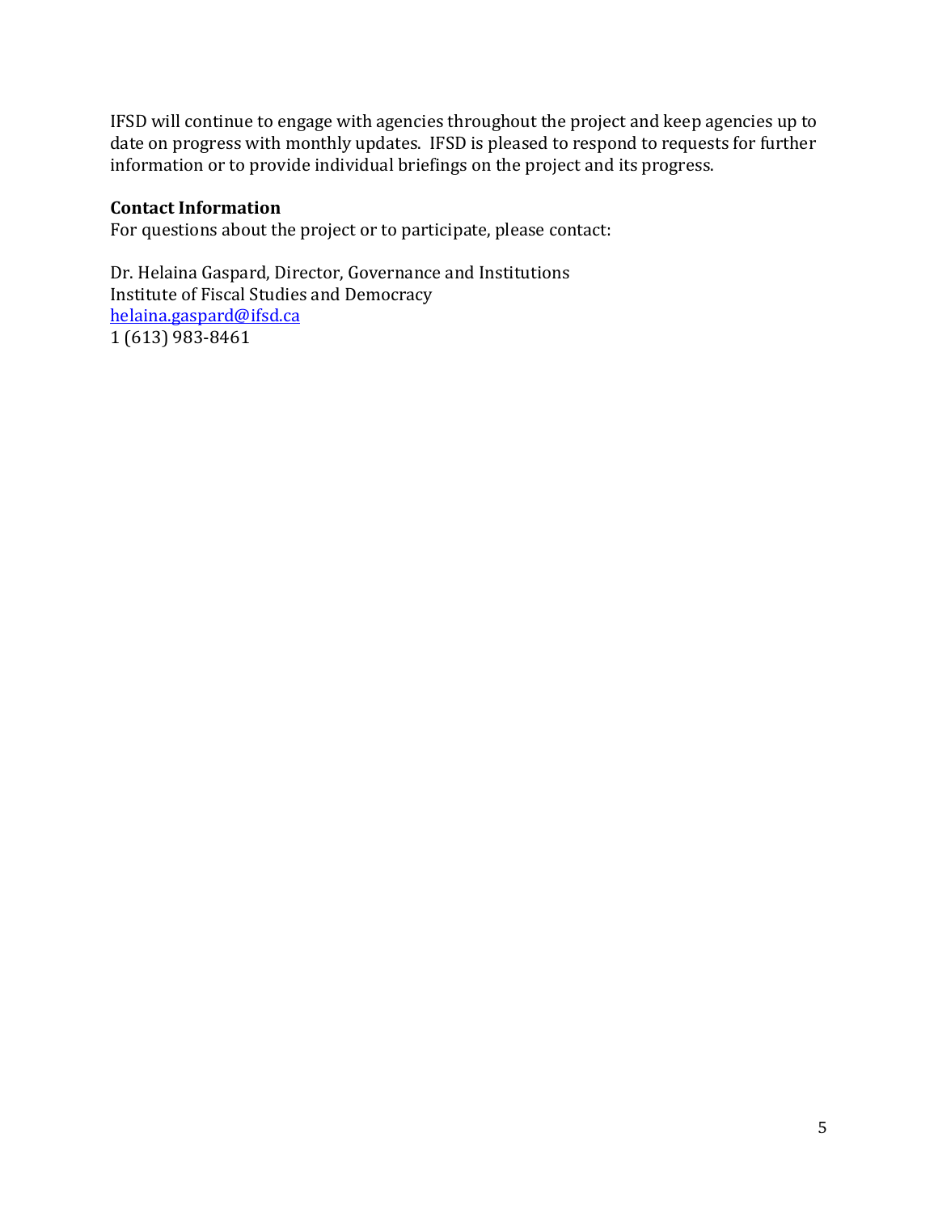IFSD will continue to engage with agencies throughout the project and keep agencies up to date on progress with monthly updates. IFSD is pleased to respond to requests for further information or to provide individual briefings on the project and its progress.

**Contact Information**

For questions about the project or to participate, please contact:

Dr. Helaina Gaspard, Director, Governance and Institutions
Institute of Fiscal Studies and Democracy
[helaina.gaspard@ifsd.ca](mailto:helaina.gaspard@ifsd.ca)
1 (613) 983-8461